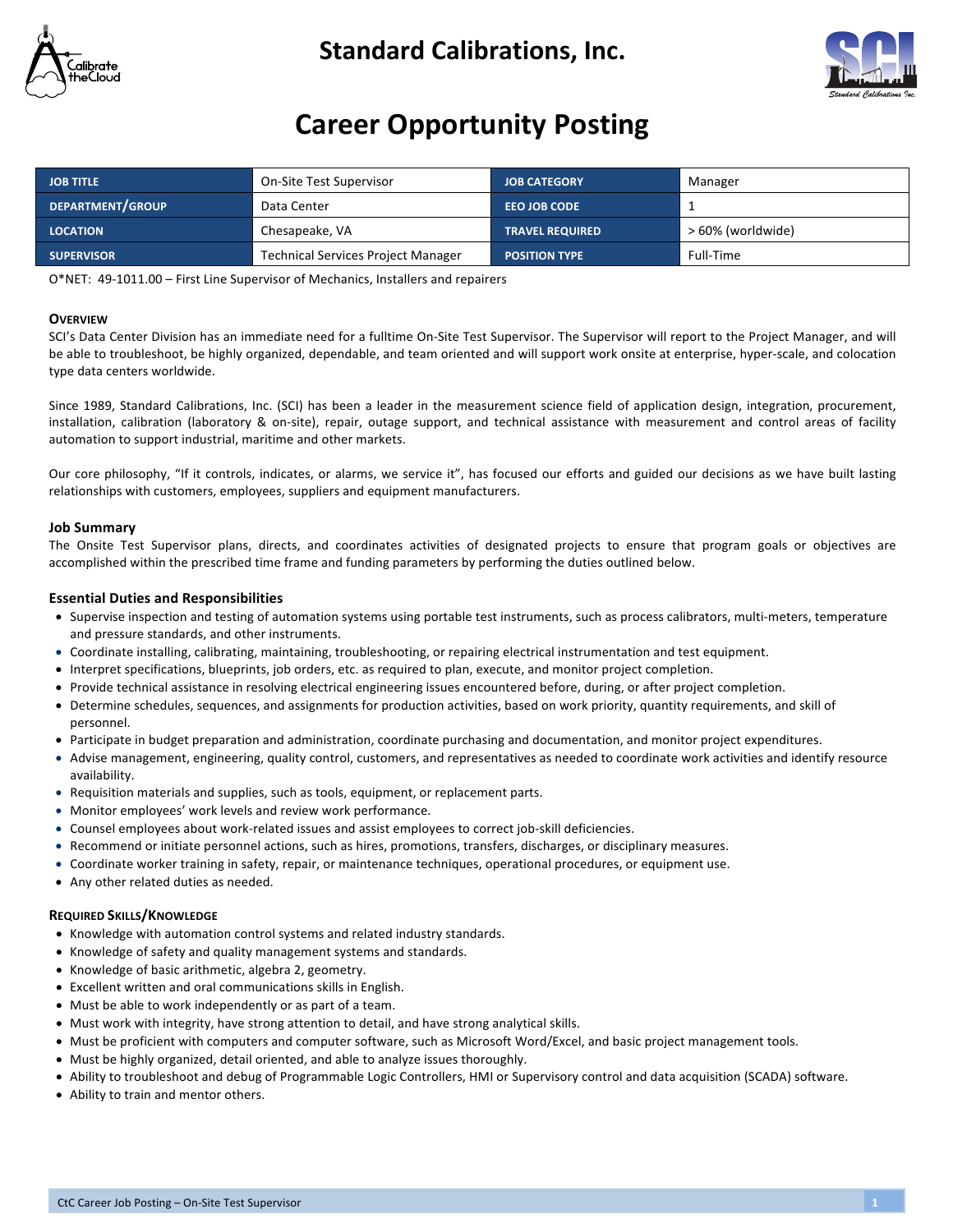# Standard Calibrations, Inc.

# Career Opportunity Posting

| JOB TITLE | On-Site Test Supervisor | JOB CATEGORY | Manager |
|---|---|---|---|
| DEPARTMENT/GROUP | Data Center | EEO JOB CODE | 1 |
| LOCATION | Chesapeake, VA | TRAVEL REQUIRED | > 60% (worldwide) |
| SUPERVISOR | Technical Services Project Manager | POSITION TYPE | Full-Time |

O*NET: 49-1011.00 – First Line Supervisor of Mechanics, Installers and repairers

### OVERVIEW

SCI's Data Center Division has an immediate need for a fulltime On-Site Test Supervisor. The Supervisor will report to the Project Manager, and will be able to troubleshoot, be highly organized, dependable, and team oriented and will support work onsite at enterprise, hyper-scale, and colocation type data centers worldwide.

Since 1989, Standard Calibrations, Inc. (SCI) has been a leader in the measurement science field of application design, integration, procurement, installation, calibration (laboratory & on-site), repair, outage support, and technical assistance with measurement and control areas of facility automation to support industrial, maritime and other markets.

Our core philosophy, "If it controls, indicates, or alarms, we service it", has focused our efforts and guided our decisions as we have built lasting relationships with customers, employees, suppliers and equipment manufacturers.

### Job Summary

The Onsite Test Supervisor plans, directs, and coordinates activities of designated projects to ensure that program goals or objectives are accomplished within the prescribed time frame and funding parameters by performing the duties outlined below.

### Essential Duties and Responsibilities

- Supervise inspection and testing of automation systems using portable test instruments, such as process calibrators, multi-meters, temperature and pressure standards, and other instruments.
- Coordinate installing, calibrating, maintaining, troubleshooting, or repairing electrical instrumentation and test equipment.
- Interpret specifications, blueprints, job orders, etc. as required to plan, execute, and monitor project completion.
- Provide technical assistance in resolving electrical engineering issues encountered before, during, or after project completion.
- Determine schedules, sequences, and assignments for production activities, based on work priority, quantity requirements, and skill of personnel.
- Participate in budget preparation and administration, coordinate purchasing and documentation, and monitor project expenditures.
- Advise management, engineering, quality control, customers, and representatives as needed to coordinate work activities and identify resource availability.
- Requisition materials and supplies, such as tools, equipment, or replacement parts.
- Monitor employees' work levels and review work performance.
- Counsel employees about work-related issues and assist employees to correct job-skill deficiencies.
- Recommend or initiate personnel actions, such as hires, promotions, transfers, discharges, or disciplinary measures.
- Coordinate worker training in safety, repair, or maintenance techniques, operational procedures, or equipment use.
- Any other related duties as needed.

### REQUIRED SKILLS/KNOWLEDGE

- Knowledge with automation control systems and related industry standards.
- Knowledge of safety and quality management systems and standards.
- Knowledge of basic arithmetic, algebra 2, geometry.
- Excellent written and oral communications skills in English.
- Must be able to work independently or as part of a team.
- Must work with integrity, have strong attention to detail, and have strong analytical skills.
- Must be proficient with computers and computer software, such as Microsoft Word/Excel, and basic project management tools.
- Must be highly organized, detail oriented, and able to analyze issues thoroughly.
- Ability to troubleshoot and debug of Programmable Logic Controllers, HMI or Supervisory control and data acquisition (SCADA) software.
- Ability to train and mentor others.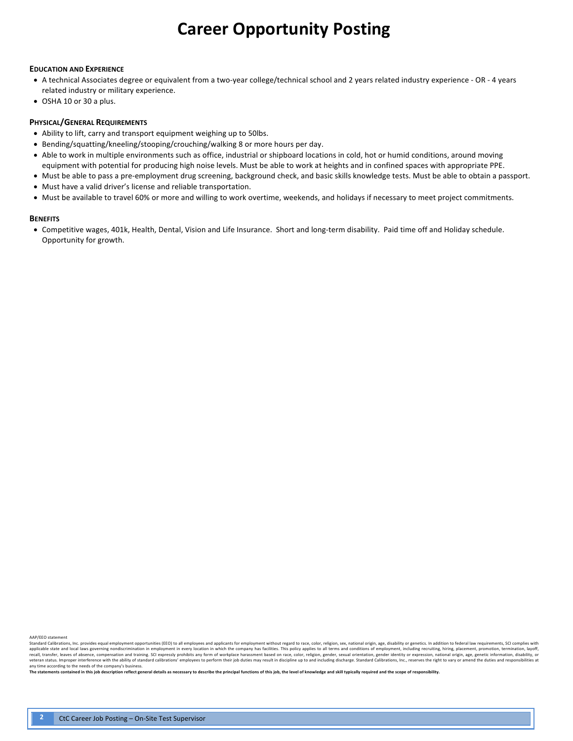# Career Opportunity Posting

**EDUCATION AND EXPERIENCE**

- A technical Associates degree or equivalent from a two-year college/technical school and 2 years related industry experience - OR - 4 years related industry or military experience.
- OSHA 10 or 30 a plus.

**PHYSICAL/GENERAL REQUIREMENTS**

- Ability to lift, carry and transport equipment weighing up to 50lbs.
- Bending/squatting/kneeling/stooping/crouching/walking 8 or more hours per day.
- Able to work in multiple environments such as office, industrial or shipboard locations in cold, hot or humid conditions, around moving equipment with potential for producing high noise levels. Must be able to work at heights and in confined spaces with appropriate PPE.
- Must be able to pass a pre-employment drug screening, background check, and basic skills knowledge tests. Must be able to obtain a passport.
- Must have a valid driver's license and reliable transportation.
- Must be available to travel 60% or more and willing to work overtime, weekends, and holidays if necessary to meet project commitments.

**BENEFITS**

- Competitive wages, 401k, Health, Dental, Vision and Life Insurance. Short and long-term disability. Paid time off and Holiday schedule. Opportunity for growth.

AAP/EEO statement

Standard Calibrations, Inc. provides equal employment opportunities (EEO) to all employees and applicants for employment without regard to race, color, religion, sex, national origin, age, disability or genetics. In addition to federal law requirements, SCI complies with applicable state and local laws governing nondiscrimination in employment in every location in which the company has facilities. This policy applies to all terms and conditions of employment, including recruiting, hiring, placement, promotion, termination, layoff, recall, transfer, leaves of absence, compensation and training. SCI expressly prohibits any form of workplace harassment based on race, color, religion, gender, sexual orientation, gender identity or expression, national origin, age, genetic information, disability, or veteran status. Improper interference with the ability of standard calibrations' employees to perform their job duties may result in discipline up to and including discharge. Standard Calibrations, Inc., reserves the right to vary or amend the duties and responsibilities at any time according to the needs of the company's business.

**The statements contained in this job description reflect general details as necessary to describe the principal functions of this job, the level of knowledge and skill typically required and the scope of responsibility.**